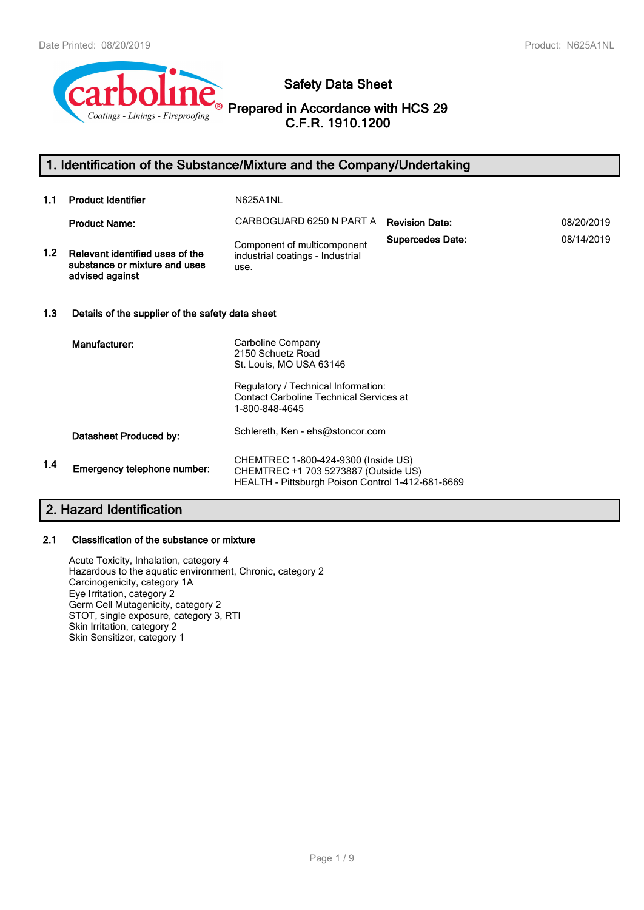# Safety Data Sheet

**Prepared in Accordance with HCS 29 C.F.R. 1910.1200**

## 1. Identification of the Substance/Mixture and the Company/Undertaking

**1.1 Product Identifier** N625A1NL

**Product Name:** CARBOGUARD 6250 N PART A

**Revision Date:** 08/20/2019

**Supercedes Date:** 08/14/2019

**1.2 Relevant identified uses of the substance or mixture and uses advised against**

Component of multicomponent industrial coatings - Industrial use.

### 1.3 Details of the supplier of the safety data sheet

**Manufacturer:**

Carboline Company
2150 Schuetz Road
St. Louis, MO USA 63146

Regulatory / Technical Information:
Contact Carboline Technical Services at
1-800-848-4645

**Datasheet Produced by:** Schlereth, Ken - ehs@stoncor.com

**1.4 Emergency telephone number:**

CHEMTREC 1-800-424-9300 (Inside US)
CHEMTREC +1 703 5273887 (Outside US)
HEALTH - Pittsburgh Poison Control 1-412-681-6669

## 2. Hazard Identification

### 2.1 Classification of the substance or mixture

Acute Toxicity, Inhalation, category 4
Hazardous to the aquatic environment, Chronic, category 2
Carcinogenicity, category 1A
Eye Irritation, category 2
Germ Cell Mutagenicity, category 2
STOT, single exposure, category 3, RTI
Skin Irritation, category 2
Skin Sensitizer, category 1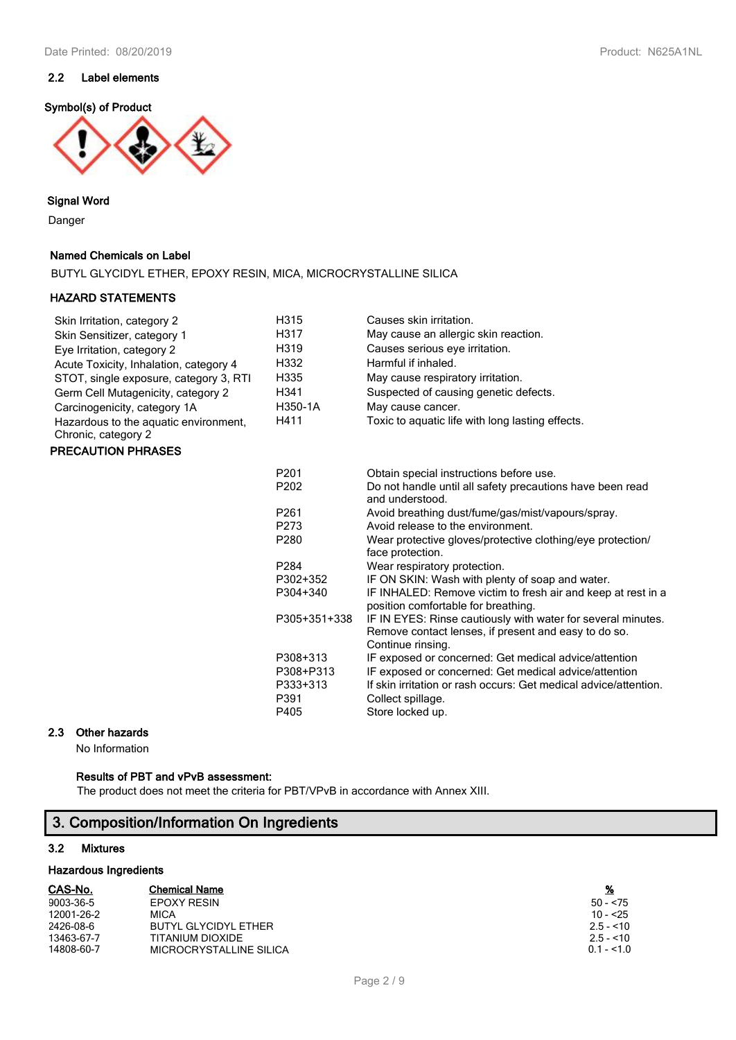### 2.2 Label elements

**Symbol(s) of Product**

**Signal Word**

Danger

**Named Chemicals on Label**

BUTYL GLYCIDYL ETHER, EPOXY RESIN, MICA, MICROCRYSTALLINE SILICA

**HAZARD STATEMENTS**

| | | |
|---|---|---|
| Skin Irritation, category 2 | H315 | Causes skin irritation. |
| Skin Sensitizer, category 1 | H317 | May cause an allergic skin reaction. |
| Eye Irritation, category 2 | H319 | Causes serious eye irritation. |
| Acute Toxicity, Inhalation, category 4 | H332 | Harmful if inhaled. |
| STOT, single exposure, category 3, RTI | H335 | May cause respiratory irritation. |
| Germ Cell Mutagenicity, category 2 | H341 | Suspected of causing genetic defects. |
| Carcinogenicity, category 1A | H350-1A | May cause cancer. |
| Hazardous to the aquatic environment, Chronic, category 2 | H411 | Toxic to aquatic life with long lasting effects. |

**PRECAUTION PHRASES**

| | |
|---|---|
| P201 | Obtain special instructions before use. |
| P202 | Do not handle until all safety precautions have been read and understood. |
| P261 | Avoid breathing dust/fume/gas/mist/vapours/spray. |
| P273 | Avoid release to the environment. |
| P280 | Wear protective gloves/protective clothing/eye protection/ face protection. |
| P284 | Wear respiratory protection. |
| P302+352 | IF ON SKIN: Wash with plenty of soap and water. |
| P304+340 | IF INHALED: Remove victim to fresh air and keep at rest in a position comfortable for breathing. |
| P305+351+338 | IF IN EYES: Rinse cautiously with water for several minutes. Remove contact lenses, if present and easy to do so. Continue rinsing. |
| P308+313 | IF exposed or concerned: Get medical advice/attention |
| P308+P313 | IF exposed or concerned: Get medical advice/attention |
| P333+313 | If skin irritation or rash occurs: Get medical advice/attention. |
| P391 | Collect spillage. |
| P405 | Store locked up. |

### 2.3 Other hazards

No Information

**Results of PBT and vPvB assessment:**

The product does not meet the criteria for PBT/VPvB in accordance with Annex XIII.

## 3. Composition/Information On Ingredients

### 3.2 Mixtures

**Hazardous Ingredients**

| CAS-No. | Chemical Name | % |
|---|---|---|
| 9003-36-5 | EPOXY RESIN | 50 - <75 |
| 12001-26-2 | MICA | 10 - <25 |
| 2426-08-6 | BUTYL GLYCIDYL ETHER | 2.5 - <10 |
| 13463-67-7 | TITANIUM DIOXIDE | 2.5 - <10 |
| 14808-60-7 | MICROCRYSTALLINE SILICA | 0.1 - <1.0 |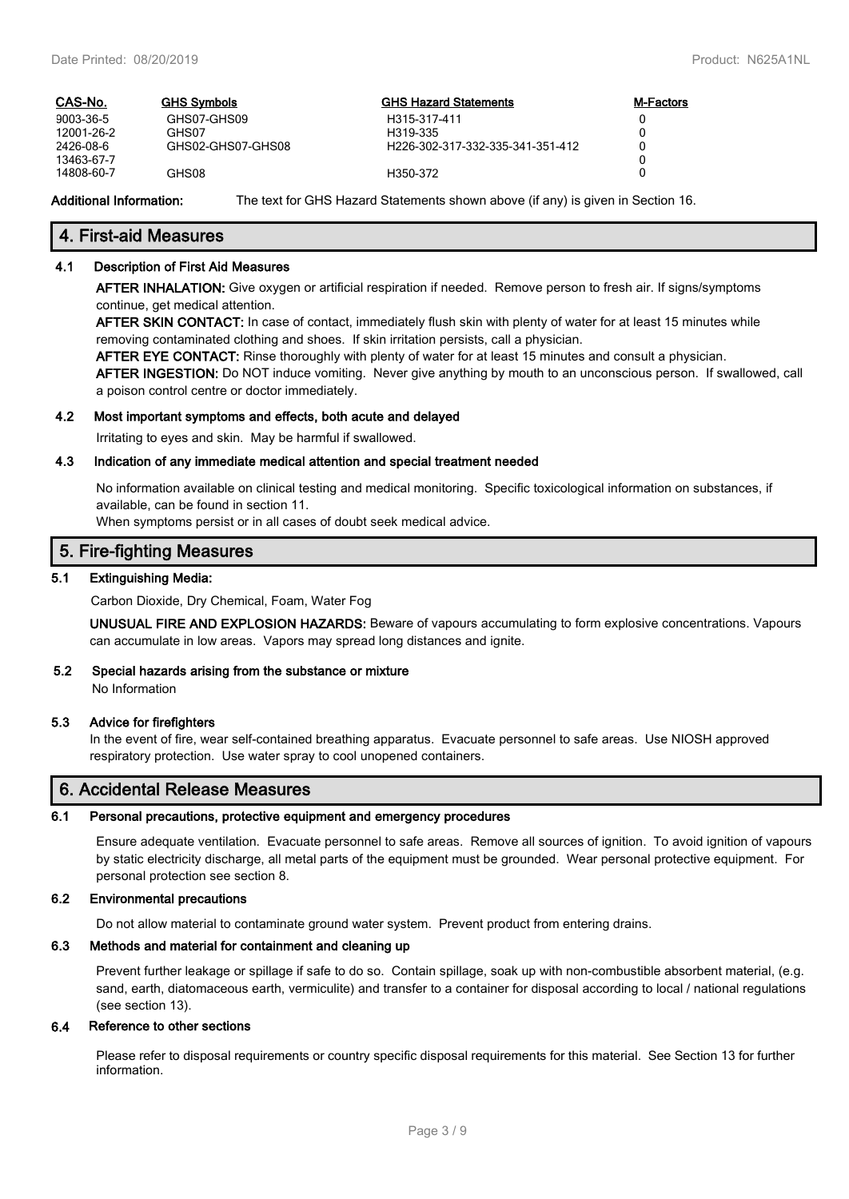| CAS-No. | GHS Symbols | GHS Hazard Statements | M-Factors |
|---|---|---|---|
| 9003-36-5 | GHS07-GHS09 | H315-317-411 | 0 |
| 12001-26-2 | GHS07 | H319-335 | 0 |
| 2426-08-6 | GHS02-GHS07-GHS08 | H226-302-317-332-335-341-351-412 | 0 |
| 13463-67-7 | | | 0 |
| 14808-60-7 | GHS08 | H350-372 | 0 |

**Additional Information:** The text for GHS Hazard Statements shown above (if any) is given in Section 16.

## 4. First-aid Measures

### 4.1 Description of First Aid Measures

**AFTER INHALATION:** Give oxygen or artificial respiration if needed. Remove person to fresh air. If signs/symptoms continue, get medical attention.

**AFTER SKIN CONTACT:** In case of contact, immediately flush skin with plenty of water for at least 15 minutes while removing contaminated clothing and shoes. If skin irritation persists, call a physician.

**AFTER EYE CONTACT:** Rinse thoroughly with plenty of water for at least 15 minutes and consult a physician.

**AFTER INGESTION:** Do NOT induce vomiting. Never give anything by mouth to an unconscious person. If swallowed, call a poison control centre or doctor immediately.

### 4.2 Most important symptoms and effects, both acute and delayed

Irritating to eyes and skin. May be harmful if swallowed.

### 4.3 Indication of any immediate medical attention and special treatment needed

No information available on clinical testing and medical monitoring. Specific toxicological information on substances, if available, can be found in section 11.

When symptoms persist or in all cases of doubt seek medical advice.

## 5. Fire-fighting Measures

### 5.1 Extinguishing Media:

Carbon Dioxide, Dry Chemical, Foam, Water Fog

**UNUSUAL FIRE AND EXPLOSION HAZARDS:** Beware of vapours accumulating to form explosive concentrations. Vapours can accumulate in low areas. Vapors may spread long distances and ignite.

### 5.2 Special hazards arising from the substance or mixture

No Information

### 5.3 Advice for firefighters

In the event of fire, wear self-contained breathing apparatus. Evacuate personnel to safe areas. Use NIOSH approved respiratory protection. Use water spray to cool unopened containers.

## 6. Accidental Release Measures

### 6.1 Personal precautions, protective equipment and emergency procedures

Ensure adequate ventilation. Evacuate personnel to safe areas. Remove all sources of ignition. To avoid ignition of vapours by static electricity discharge, all metal parts of the equipment must be grounded. Wear personal protective equipment. For personal protection see section 8.

### 6.2 Environmental precautions

Do not allow material to contaminate ground water system. Prevent product from entering drains.

### 6.3 Methods and material for containment and cleaning up

Prevent further leakage or spillage if safe to do so. Contain spillage, soak up with non-combustible absorbent material, (e.g. sand, earth, diatomaceous earth, vermiculite) and transfer to a container for disposal according to local / national regulations (see section 13).

### 6.4 Reference to other sections

Please refer to disposal requirements or country specific disposal requirements for this material. See Section 13 for further information.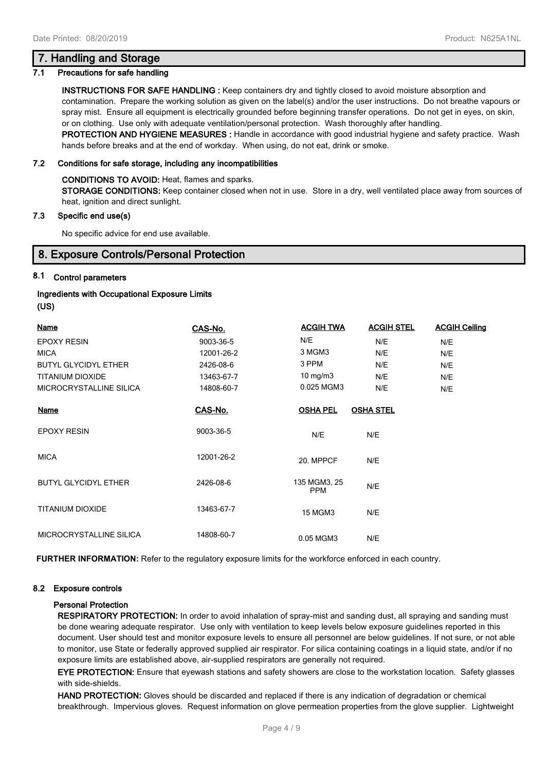## 7. Handling and Storage

### 7.1 Precautions for safe handling

**INSTRUCTIONS FOR SAFE HANDLING :** Keep containers dry and tightly closed to avoid moisture absorption and contamination. Prepare the working solution as given on the label(s) and/or the user instructions. Do not breathe vapours or spray mist. Ensure all equipment is electrically grounded before beginning transfer operations. Do not get in eyes, on skin, or on clothing. Use only with adequate ventilation/personal protection. Wash thoroughly after handling.

**PROTECTION AND HYGIENE MEASURES :** Handle in accordance with good industrial hygiene and safety practice. Wash hands before breaks and at the end of workday. When using, do not eat, drink or smoke.

### 7.2 Conditions for safe storage, including any incompatibilities

**CONDITIONS TO AVOID:** Heat, flames and sparks.

**STORAGE CONDITIONS:** Keep container closed when not in use. Store in a dry, well ventilated place away from sources of heat, ignition and direct sunlight.

### 7.3 Specific end use(s)

No specific advice for end use available.

## 8. Exposure Controls/Personal Protection

### 8.1 Control parameters

**Ingredients with Occupational Exposure Limits (US)**

| Name | CAS-No. | ACGIH TWA | ACGIH STEL | ACGIH Ceiling |
|---|---|---|---|---|
| EPOXY RESIN | 9003-36-5 | N/E | N/E | N/E |
| MICA | 12001-26-2 | 3 MGM3 | N/E | N/E |
| BUTYL GLYCIDYL ETHER | 2426-08-6 | 3 PPM | N/E | N/E |
| TITANIUM DIOXIDE | 13463-67-7 | 10 mg/m3 | N/E | N/E |
| MICROCRYSTALLINE SILICA | 14808-60-7 | 0.025 MGM3 | N/E | N/E |

| Name | CAS-No. | OSHA PEL | OSHA STEL |
|---|---|---|---|
| EPOXY RESIN | 9003-36-5 | N/E | N/E |
| MICA | 12001-26-2 | 20. MPPCF | N/E |
| BUTYL GLYCIDYL ETHER | 2426-08-6 | 135 MGM3, 25 PPM | N/E |
| TITANIUM DIOXIDE | 13463-67-7 | 15 MGM3 | N/E |
| MICROCRYSTALLINE SILICA | 14808-60-7 | 0.05 MGM3 | N/E |

**FURTHER INFORMATION:** Refer to the regulatory exposure limits for the workforce enforced in each country.

### 8.2 Exposure controls

**Personal Protection**

**RESPIRATORY PROTECTION:** In order to avoid inhalation of spray-mist and sanding dust, all spraying and sanding must be done wearing adequate respirator. Use only with ventilation to keep levels below exposure guidelines reported in this document. User should test and monitor exposure levels to ensure all personnel are below guidelines. If not sure, or not able to monitor, use State or federally approved supplied air respirator. For silica containing coatings in a liquid state, and/or if no exposure limits are established above, air-supplied respirators are generally not required.

**EYE PROTECTION:** Ensure that eyewash stations and safety showers are close to the workstation location. Safety glasses with side-shields.

**HAND PROTECTION:** Gloves should be discarded and replaced if there is any indication of degradation or chemical breakthrough. Impervious gloves. Request information on glove permeation properties from the glove supplier. Lightweight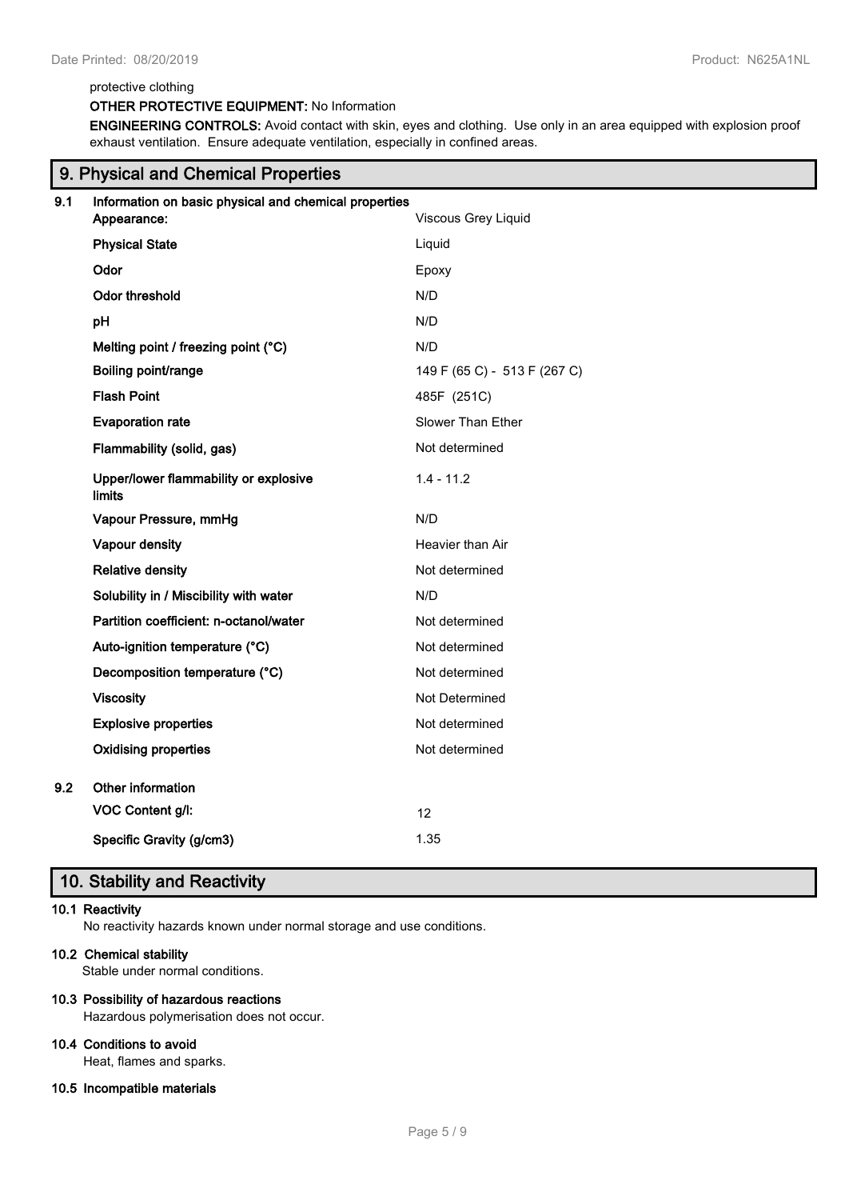protective clothing

**OTHER PROTECTIVE EQUIPMENT:** No Information

**ENGINEERING CONTROLS:** Avoid contact with skin, eyes and clothing. Use only in an area equipped with explosion proof exhaust ventilation. Ensure adequate ventilation, especially in confined areas.

## 9. Physical and Chemical Properties

**9.1 Information on basic physical and chemical properties**

| Property | Value |
| --- | --- |
| **Appearance:** | Viscous Grey Liquid |
| **Physical State** | Liquid |
| **Odor** | Epoxy |
| **Odor threshold** | N/D |
| **pH** | N/D |
| **Melting point / freezing point (°C)** | N/D |
| **Boiling point/range** | 149 F (65 C) - 513 F (267 C) |
| **Flash Point** | 485F (251C) |
| **Evaporation rate** | Slower Than Ether |
| **Flammability (solid, gas)** | Not determined |
| **Upper/lower flammability or explosive limits** | 1.4 - 11.2 |
| **Vapour Pressure, mmHg** | N/D |
| **Vapour density** | Heavier than Air |
| **Relative density** | Not determined |
| **Solubility in / Miscibility with water** | N/D |
| **Partition coefficient: n-octanol/water** | Not determined |
| **Auto-ignition temperature (°C)** | Not determined |
| **Decomposition temperature (°C)** | Not determined |
| **Viscosity** | Not Determined |
| **Explosive properties** | Not determined |
| **Oxidising properties** | Not determined |

**9.2 Other information**

| Property | Value |
| --- | --- |
| **VOC Content g/l:** | 12 |
| **Specific Gravity (g/cm3)** | 1.35 |

## 10. Stability and Reactivity

**10.1 Reactivity**

No reactivity hazards known under normal storage and use conditions.

**10.2 Chemical stability**

Stable under normal conditions.

**10.3 Possibility of hazardous reactions**

Hazardous polymerisation does not occur.

**10.4 Conditions to avoid**

Heat, flames and sparks.

**10.5 Incompatible materials**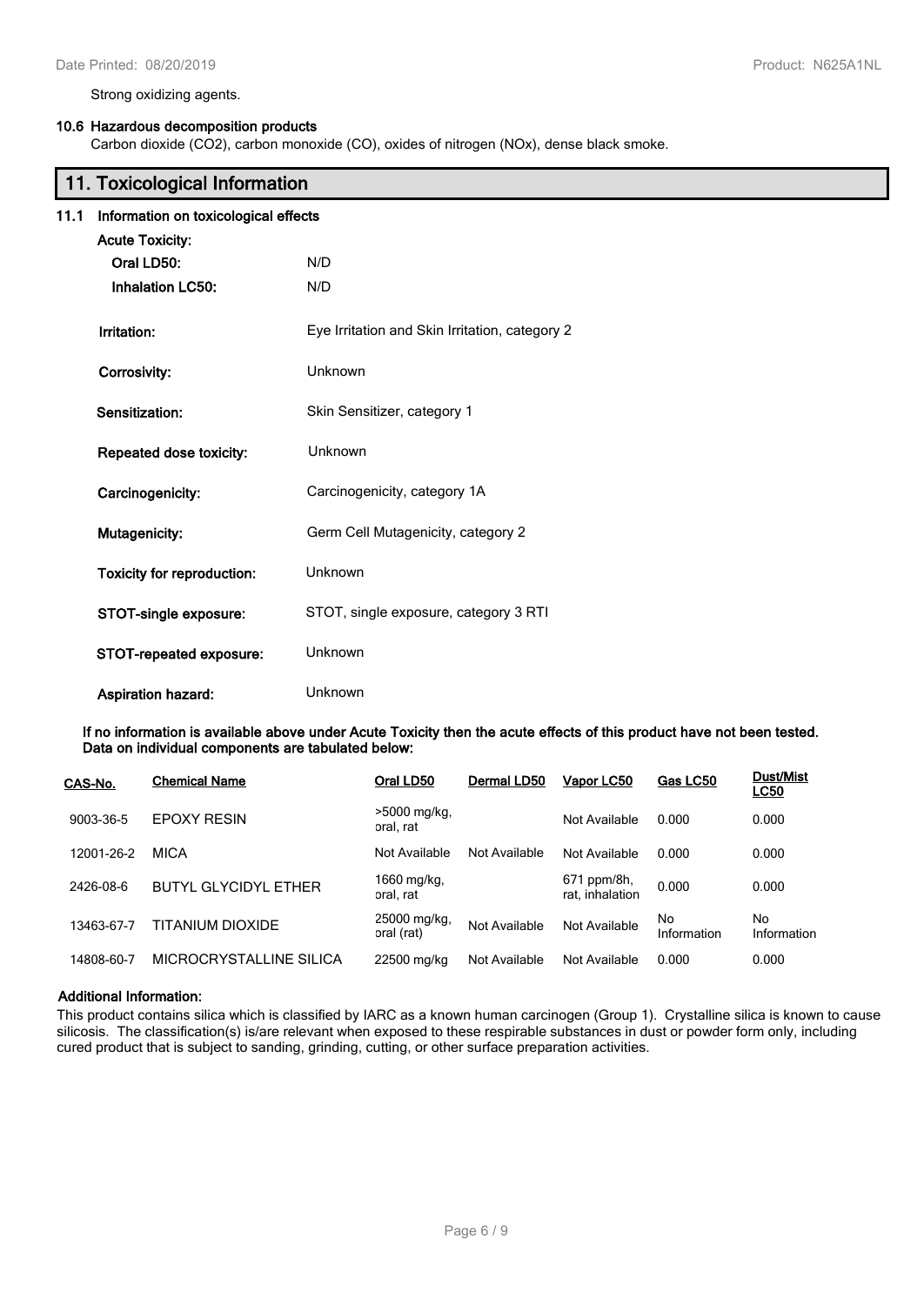Strong oxidizing agents.

**10.6 Hazardous decomposition products**

Carbon dioxide ($CO_2$), carbon monoxide (CO), oxides of nitrogen (NOx), dense black smoke.

## 11. Toxicological Information

### 11.1 Information on toxicological effects

**Acute Toxicity:**

| | |
|---|---|
| **Oral LD50:** | N/D |
| **Inhalation LC50:** | N/D |
| **Irritation:** | Eye Irritation and Skin Irritation, category 2 |
| **Corrosivity:** | Unknown |
| **Sensitization:** | Skin Sensitizer, category 1 |
| **Repeated dose toxicity:** | Unknown |
| **Carcinogenicity:** | Carcinogenicity, category 1A |
| **Mutagenicity:** | Germ Cell Mutagenicity, category 2 |
| **Toxicity for reproduction:** | Unknown |
| **STOT-single exposure:** | STOT, single exposure, category 3 RTI |
| **STOT-repeated exposure:** | Unknown |
| **Aspiration hazard:** | Unknown |

**If no information is available above under Acute Toxicity then the acute effects of this product have not been tested. Data on individual components are tabulated below:**

| CAS-No. | Chemical Name | Oral LD50 | Dermal LD50 | Vapor LC50 | Gas LC50 | Dust/Mist LC50 |
|---|---|---|---|---|---|---|
| 9003-36-5 | EPOXY RESIN | >5000 mg/kg, oral, rat | | Not Available | 0.000 | 0.000 |
| 12001-26-2 | MICA | Not Available | Not Available | Not Available | 0.000 | 0.000 |
| 2426-08-6 | BUTYL GLYCIDYL ETHER | 1660 mg/kg, oral, rat | | 671 ppm/8h, rat, inhalation | 0.000 | 0.000 |
| 13463-67-7 | TITANIUM DIOXIDE | 25000 mg/kg, oral (rat) | Not Available | Not Available | No Information | No Information |
| 14808-60-7 | MICROCRYSTALLINE SILICA | 22500 mg/kg | Not Available | Not Available | 0.000 | 0.000 |

**Additional Information:**

This product contains silica which is classified by IARC as a known human carcinogen (Group 1). Crystalline silica is known to cause silicosis. The classification(s) is/are relevant when exposed to these respirable substances in dust or powder form only, including cured product that is subject to sanding, grinding, cutting, or other surface preparation activities.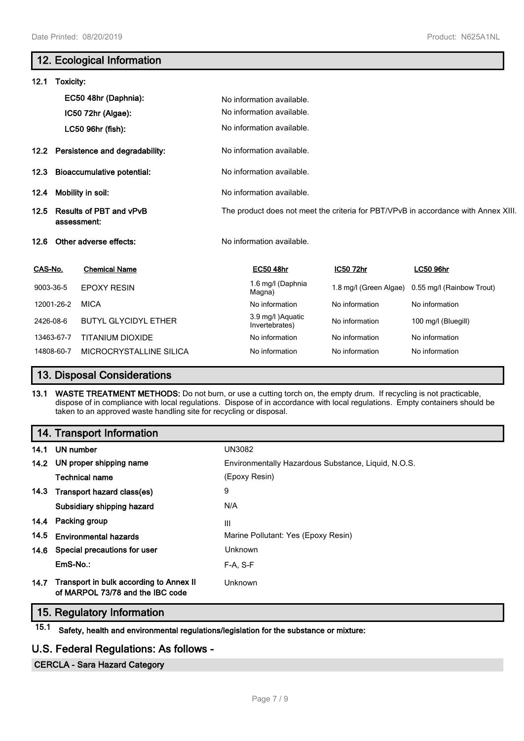## 12. Ecological Information

**12.1 Toxicity:**

| | |
|---|---|
| **EC50 48hr (Daphnia):** | No information available. |
| **IC50 72hr (Algae):** | No information available. |
| **LC50 96hr (fish):** | No information available. |
| **12.2 Persistence and degradability:** | No information available. |
| **12.3 Bioaccumulative potential:** | No information available. |
| **12.4 Mobility in soil:** | No information available. |
| **12.5 Results of PBT and vPvB assessment:** | The product does not meet the criteria for PBT/VPvB in accordance with Annex XIII. |
| **12.6 Other adverse effects:** | No information available. |

| CAS-No. | Chemical Name | EC50 48hr | IC50 72hr | LC50 96hr |
|---|---|---|---|---|
| 9003-36-5 | EPOXY RESIN | 1.6 mg/l (Daphnia Magna) | 1.8 mg/l (Green Algae) | 0.55 mg/l (Rainbow Trout) |
| 12001-26-2 | MICA | No information | No information | No information |
| 2426-08-6 | BUTYL GLYCIDYL ETHER | 3.9 mg/l )Aquatic Invertebrates) | No information | 100 mg/l (Bluegill) |
| 13463-67-7 | TITANIUM DIOXIDE | No information | No information | No information |
| 14808-60-7 | MICROCRYSTALLINE SILICA | No information | No information | No information |

## 13. Disposal Considerations

**13.1 WASTE TREATMENT METHODS:** Do not burn, or use a cutting torch on, the empty drum. If recycling is not practicable, dispose of in compliance with local regulations. Dispose of in accordance with local regulations. Empty containers should be taken to an approved waste handling site for recycling or disposal.

## 14. Transport Information

| | |
|---|---|
| **14.1 UN number** | UN3082 |
| **14.2 UN proper shipping name** | Environmentally Hazardous Substance, Liquid, N.O.S. |
| **Technical name** | (Epoxy Resin) |
| **14.3 Transport hazard class(es)** | 9 |
| **Subsidiary shipping hazard** | N/A |
| **14.4 Packing group** | III |
| **14.5 Environmental hazards** | Marine Pollutant: Yes (Epoxy Resin) |
| **14.6 Special precautions for user** | Unknown |
| **EmS-No.:** | F-A, S-F |
| **14.7 Transport in bulk according to Annex II of MARPOL 73/78 and the IBC code** | Unknown |

## 15. Regulatory Information

**15.1 Safety, health and environmental regulations/legislation for the substance or mixture:**

## U.S. Federal Regulations: As follows -

**CERCLA - Sara Hazard Category**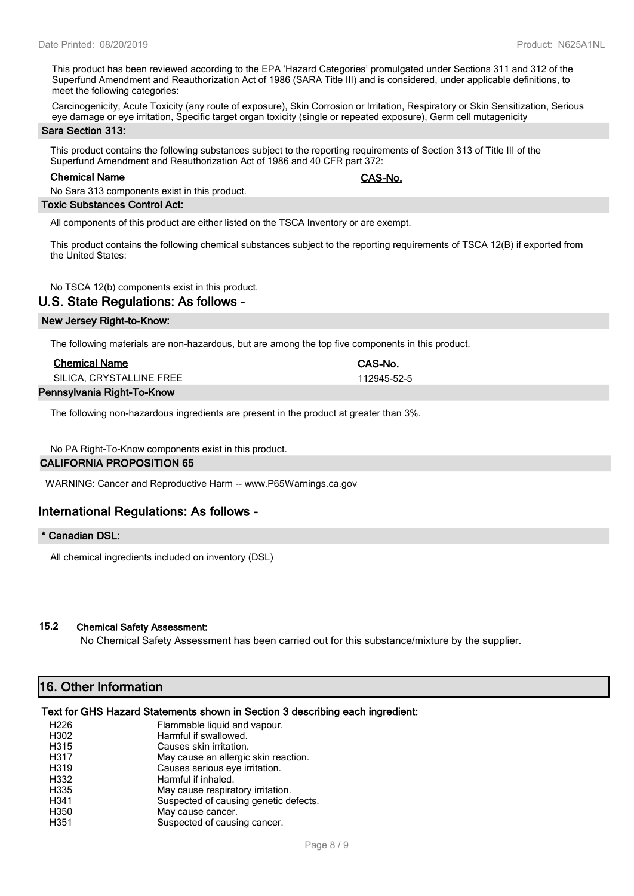This product has been reviewed according to the EPA 'Hazard Categories' promulgated under Sections 311 and 312 of the Superfund Amendment and Reauthorization Act of 1986 (SARA Title III) and is considered, under applicable definitions, to meet the following categories:

Carcinogenicity, Acute Toxicity (any route of exposure), Skin Corrosion or Irritation, Respiratory or Skin Sensitization, Serious eye damage or eye irritation, Specific target organ toxicity (single or repeated exposure), Germ cell mutagenicity

**Sara Section 313:**

This product contains the following substances subject to the reporting requirements of Section 313 of Title III of the Superfund Amendment and Reauthorization Act of 1986 and 40 CFR part 372:

| Chemical Name | CAS-No. |
|---|---|

No Sara 313 components exist in this product.

**Toxic Substances Control Act:**

All components of this product are either listed on the TSCA Inventory or are exempt.

This product contains the following chemical substances subject to the reporting requirements of TSCA 12(B) if exported from the United States:

No TSCA 12(b) components exist in this product.

## U.S. State Regulations: As follows -

**New Jersey Right-to-Know:**

The following materials are non-hazardous, but are among the top five components in this product.

| Chemical Name | CAS-No. |
|---|---|
| SILICA, CRYSTALLINE FREE | 112945-52-5 |

**Pennsylvania Right-To-Know**

The following non-hazardous ingredients are present in the product at greater than 3%.

No PA Right-To-Know components exist in this product.

**CALIFORNIA PROPOSITION 65**

WARNING: Cancer and Reproductive Harm -- www.P65Warnings.ca.gov

## International Regulations: As follows -

**\* Canadian DSL:**

All chemical ingredients included on inventory (DSL)

### 15.2 Chemical Safety Assessment:

No Chemical Safety Assessment has been carried out for this substance/mixture by the supplier.

## 16. Other Information

**Text for GHS Hazard Statements shown in Section 3 describing each ingredient:**

| | |
|---|---|
| H226 | Flammable liquid and vapour. |
| H302 | Harmful if swallowed. |
| H315 | Causes skin irritation. |
| H317 | May cause an allergic skin reaction. |
| H319 | Causes serious eye irritation. |
| H332 | Harmful if inhaled. |
| H335 | May cause respiratory irritation. |
| H341 | Suspected of causing genetic defects. |
| H350 | May cause cancer. |
| H351 | Suspected of causing cancer. |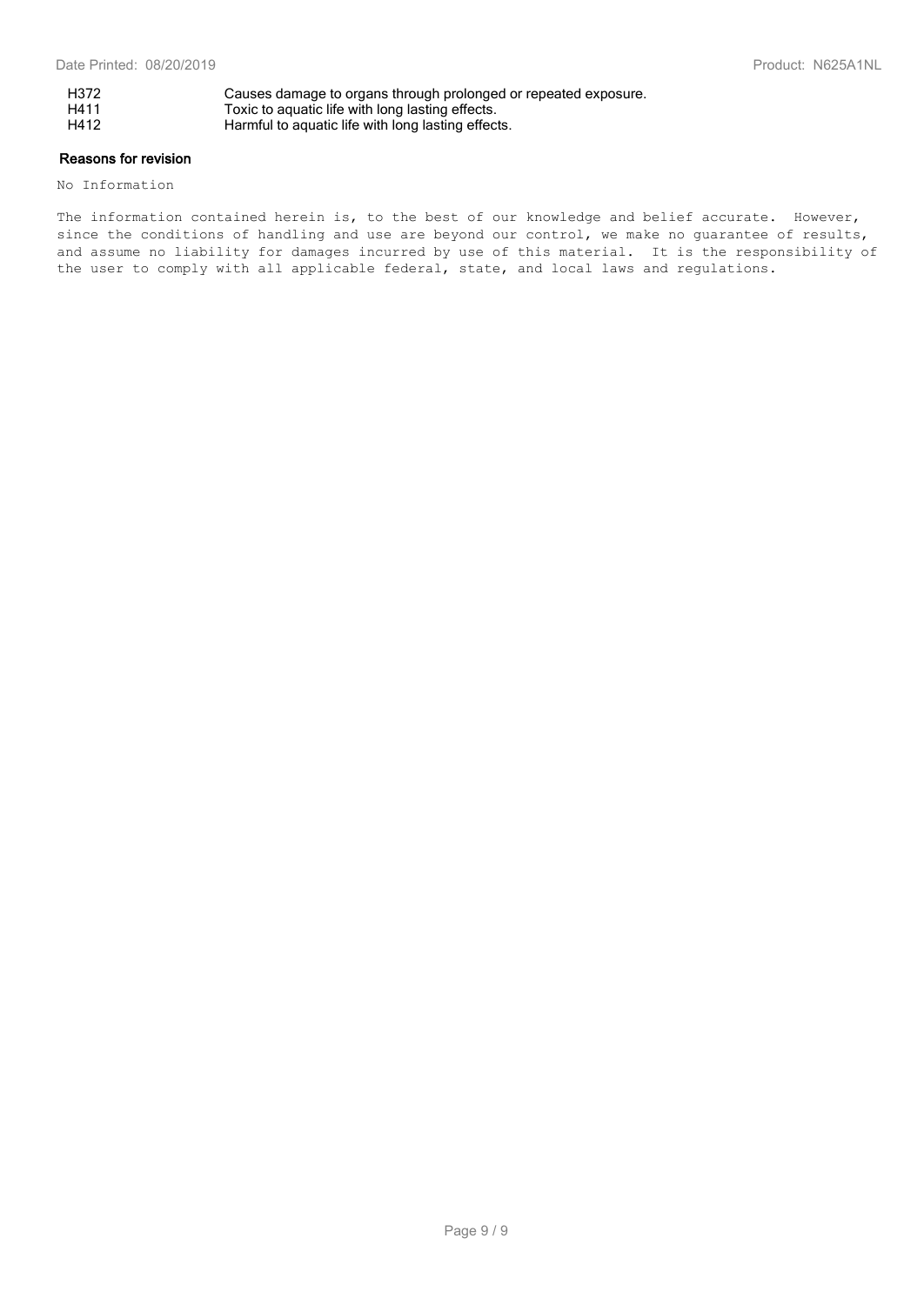| | |
|---|---|
| H372 | Causes damage to organs through prolonged or repeated exposure. |
| H411 | Toxic to aquatic life with long lasting effects. |
| H412 | Harmful to aquatic life with long lasting effects. |

#### Reasons for revision

No Information

The information contained herein is, to the best of our knowledge and belief accurate. However, since the conditions of handling and use are beyond our control, we make no guarantee of results, and assume no liability for damages incurred by use of this material. It is the responsibility of the user to comply with all applicable federal, state, and local laws and regulations.